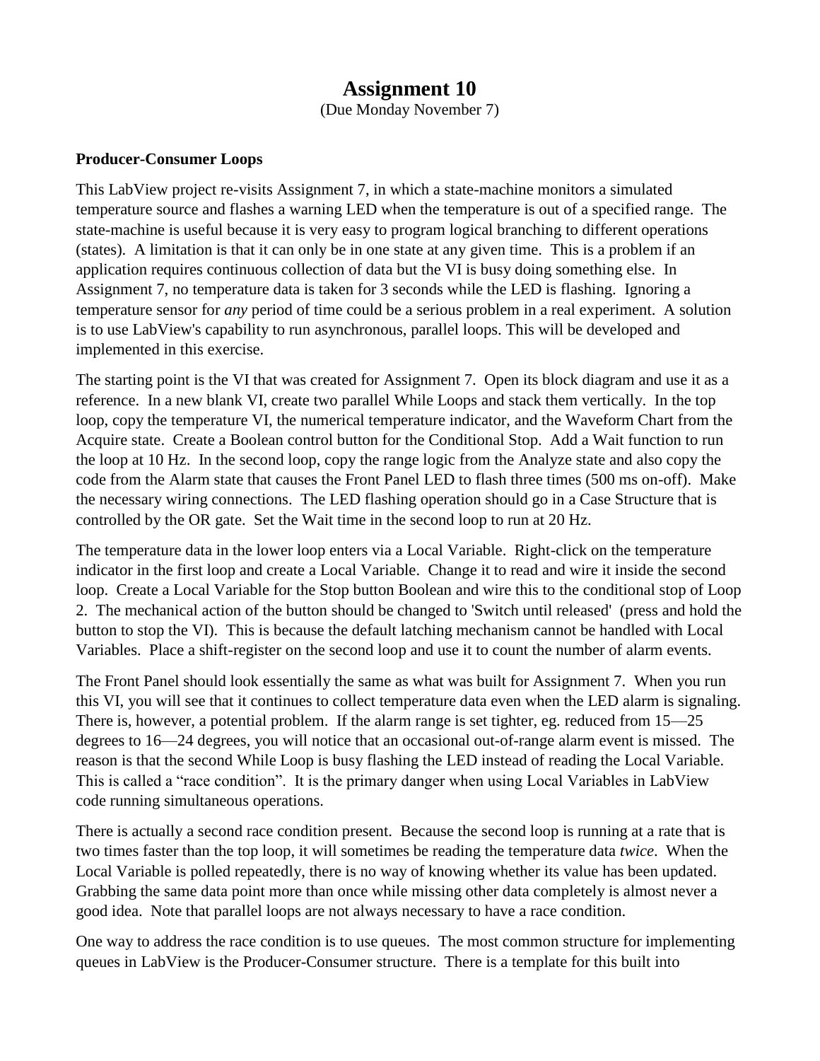# Assignment 10

(Due Monday November 7)

**Producer-Consumer Loops**

This LabView project re-visits Assignment 7, in which a state-machine monitors a simulated temperature source and flashes a warning LED when the temperature is out of a specified range. The state-machine is useful because it is very easy to program logical branching to different operations (states). A limitation is that it can only be in one state at any given time. This is a problem if an application requires continuous collection of data but the VI is busy doing something else. In Assignment 7, no temperature data is taken for 3 seconds while the LED is flashing. Ignoring a temperature sensor for *any* period of time could be a serious problem in a real experiment. A solution is to use LabView's capability to run asynchronous, parallel loops. This will be developed and implemented in this exercise.

The starting point is the VI that was created for Assignment 7. Open its block diagram and use it as a reference. In a new blank VI, create two parallel While Loops and stack them vertically. In the top loop, copy the temperature VI, the numerical temperature indicator, and the Waveform Chart from the Acquire state. Create a Boolean control button for the Conditional Stop. Add a Wait function to run the loop at 10 Hz. In the second loop, copy the range logic from the Analyze state and also copy the code from the Alarm state that causes the Front Panel LED to flash three times (500 ms on-off). Make the necessary wiring connections. The LED flashing operation should go in a Case Structure that is controlled by the OR gate. Set the Wait time in the second loop to run at 20 Hz.

The temperature data in the lower loop enters via a Local Variable. Right-click on the temperature indicator in the first loop and create a Local Variable. Change it to read and wire it inside the second loop. Create a Local Variable for the Stop button Boolean and wire this to the conditional stop of Loop 2. The mechanical action of the button should be changed to 'Switch until released' (press and hold the button to stop the VI). This is because the default latching mechanism cannot be handled with Local Variables. Place a shift-register on the second loop and use it to count the number of alarm events.

The Front Panel should look essentially the same as what was built for Assignment 7. When you run this VI, you will see that it continues to collect temperature data even when the LED alarm is signaling. There is, however, a potential problem. If the alarm range is set tighter, eg. reduced from 15—25 degrees to 16—24 degrees, you will notice that an occasional out-of-range alarm event is missed. The reason is that the second While Loop is busy flashing the LED instead of reading the Local Variable. This is called a "race condition". It is the primary danger when using Local Variables in LabView code running simultaneous operations.

There is actually a second race condition present. Because the second loop is running at a rate that is two times faster than the top loop, it will sometimes be reading the temperature data *twice*. When the Local Variable is polled repeatedly, there is no way of knowing whether its value has been updated. Grabbing the same data point more than once while missing other data completely is almost never a good idea. Note that parallel loops are not always necessary to have a race condition.

One way to address the race condition is to use queues. The most common structure for implementing queues in LabView is the Producer-Consumer structure. There is a template for this built into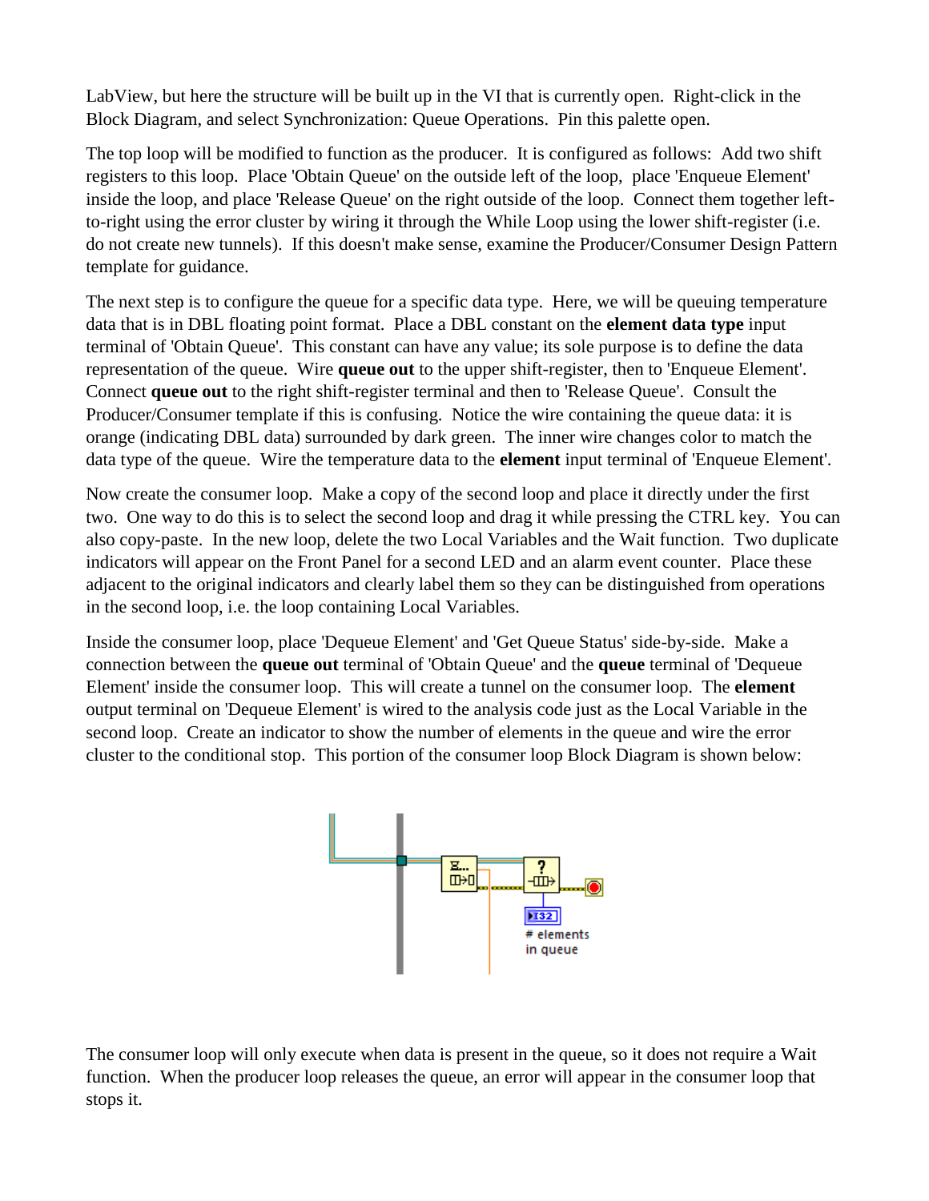LabView, but here the structure will be built up in the VI that is currently open. Right-click in the Block Diagram, and select Synchronization: Queue Operations. Pin this palette open.

The top loop will be modified to function as the producer. It is configured as follows: Add two shift registers to this loop. Place 'Obtain Queue' on the outside left of the loop, place 'Enqueue Element' inside the loop, and place 'Release Queue' on the right outside of the loop. Connect them together left-to-right using the error cluster by wiring it through the While Loop using the lower shift-register (i.e. do not create new tunnels). If this doesn't make sense, examine the Producer/Consumer Design Pattern template for guidance.

The next step is to configure the queue for a specific data type. Here, we will be queuing temperature data that is in DBL floating point format. Place a DBL constant on the **element data type** input terminal of 'Obtain Queue'. This constant can have any value; its sole purpose is to define the data representation of the queue. Wire **queue out** to the upper shift-register, then to 'Enqueue Element'. Connect **queue out** to the right shift-register terminal and then to 'Release Queue'. Consult the Producer/Consumer template if this is confusing. Notice the wire containing the queue data: it is orange (indicating DBL data) surrounded by dark green. The inner wire changes color to match the data type of the queue. Wire the temperature data to the **element** input terminal of 'Enqueue Element'.

Now create the consumer loop. Make a copy of the second loop and place it directly under the first two. One way to do this is to select the second loop and drag it while pressing the CTRL key. You can also copy-paste. In the new loop, delete the two Local Variables and the Wait function. Two duplicate indicators will appear on the Front Panel for a second LED and an alarm event counter. Place these adjacent to the original indicators and clearly label them so they can be distinguished from operations in the second loop, i.e. the loop containing Local Variables.

Inside the consumer loop, place 'Dequeue Element' and 'Get Queue Status' side-by-side. Make a connection between the **queue out** terminal of 'Obtain Queue' and the **queue** terminal of 'Dequeue Element' inside the consumer loop. This will create a tunnel on the consumer loop. The **element** output terminal on 'Dequeue Element' is wired to the analysis code just as the Local Variable in the second loop. Create an indicator to show the number of elements in the queue and wire the error cluster to the conditional stop. This portion of the consumer loop Block Diagram is shown below:

The consumer loop will only execute when data is present in the queue, so it does not require a Wait function. When the producer loop releases the queue, an error will appear in the consumer loop that stops it.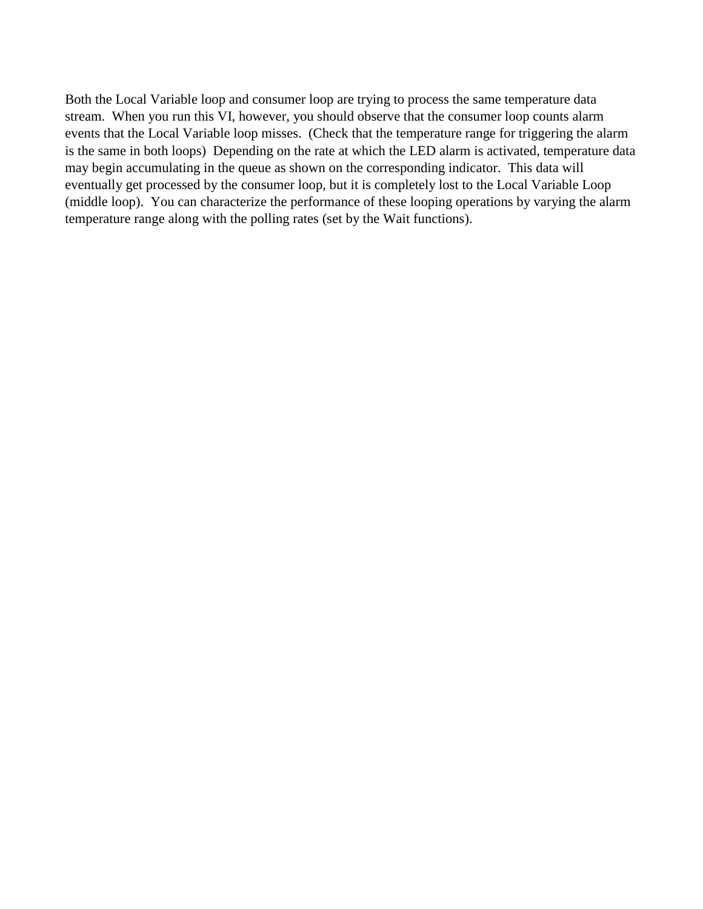Both the Local Variable loop and consumer loop are trying to process the same temperature data stream. When you run this VI, however, you should observe that the consumer loop counts alarm events that the Local Variable loop misses. (Check that the temperature range for triggering the alarm is the same in both loops) Depending on the rate at which the LED alarm is activated, temperature data may begin accumulating in the queue as shown on the corresponding indicator. This data will eventually get processed by the consumer loop, but it is completely lost to the Local Variable Loop (middle loop). You can characterize the performance of these looping operations by varying the alarm temperature range along with the polling rates (set by the Wait functions).